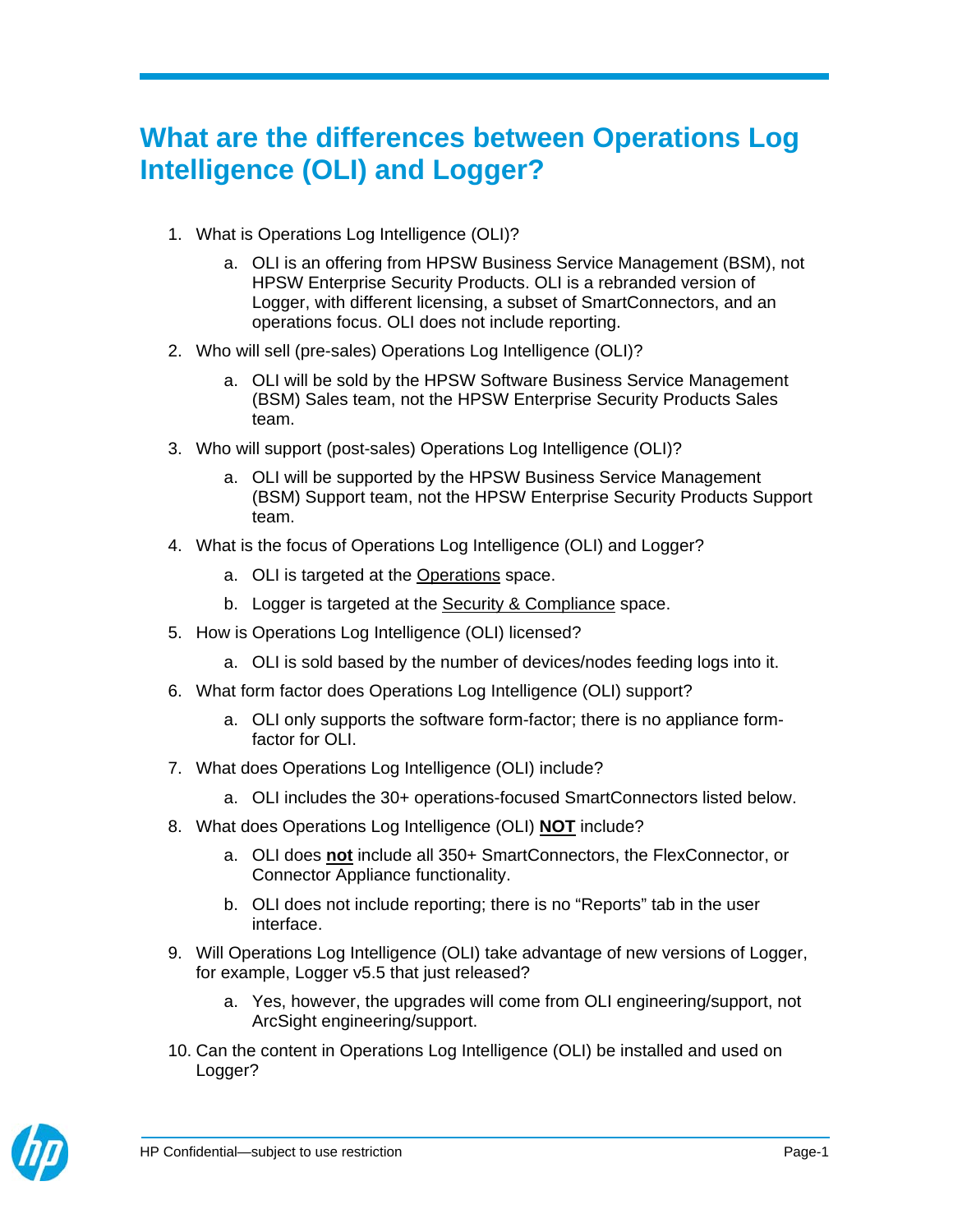# What are the differences between Operations Log Intelligence (OLI) and Logger?

1. What is Operations Log Intelligence (OLI)?
    a. OLI is an offering from HPSW Business Service Management (BSM), not HPSW Enterprise Security Products. OLI is a rebranded version of Logger, with different licensing, a subset of SmartConnectors, and an operations focus. OLI does not include reporting.
2. Who will sell (pre-sales) Operations Log Intelligence (OLI)?
    a. OLI will be sold by the HPSW Software Business Service Management (BSM) Sales team, not the HPSW Enterprise Security Products Sales team.
3. Who will support (post-sales) Operations Log Intelligence (OLI)?
    a. OLI will be supported by the HPSW Business Service Management (BSM) Support team, not the HPSW Enterprise Security Products Support team.
4. What is the focus of Operations Log Intelligence (OLI) and Logger?
    a. OLI is targeted at the <u>Operations</u> space.
    b. Logger is targeted at the <u>Security & Compliance</u> space.
5. How is Operations Log Intelligence (OLI) licensed?
    a. OLI is sold based by the number of devices/nodes feeding logs into it.
6. What form factor does Operations Log Intelligence (OLI) support?
    a. OLI only supports the software form-factor; there is no appliance form-factor for OLI.
7. What does Operations Log Intelligence (OLI) include?
    a. OLI includes the 30+ operations-focused SmartConnectors listed below.
8. What does Operations Log Intelligence (OLI) **<u>NOT</u>** include?
    a. OLI does **<u>not</u>** include all 350+ SmartConnectors, the FlexConnector, or Connector Appliance functionality.
    b. OLI does not include reporting; there is no "Reports" tab in the user interface.
9. Will Operations Log Intelligence (OLI) take advantage of new versions of Logger, for example, Logger v5.5 that just released?
    a. Yes, however, the upgrades will come from OLI engineering/support, not ArcSight engineering/support.
10. Can the content in Operations Log Intelligence (OLI) be installed and used on Logger?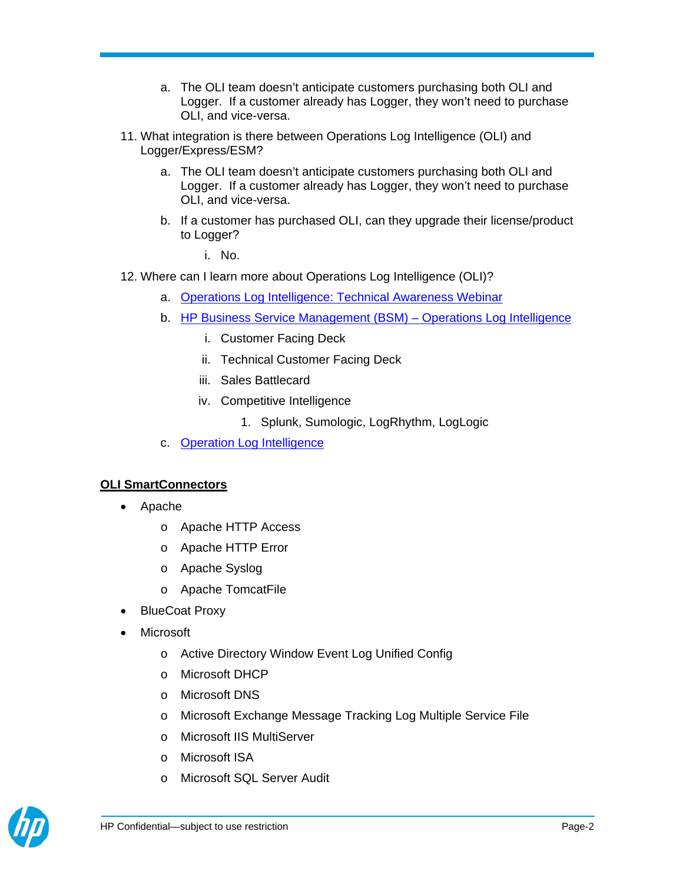a. The OLI team doesn't anticipate customers purchasing both OLI and Logger. If a customer already has Logger, they won't need to purchase OLI, and vice-versa.

11. What integration is there between Operations Log Intelligence (OLI) and Logger/Express/ESM?
    a. The OLI team doesn't anticipate customers purchasing both OLI and Logger. If a customer already has Logger, they won't need to purchase OLI, and vice-versa.
    b. If a customer has purchased OLI, can they upgrade their license/product to Logger?
       i. No.
12. Where can I learn more about Operations Log Intelligence (OLI)?
    a. Operations Log Intelligence: Technical Awareness Webinar
    b. HP Business Service Management (BSM) – Operations Log Intelligence
       i. Customer Facing Deck
       ii. Technical Customer Facing Deck
       iii. Sales Battlecard
       iv. Competitive Intelligence
          1. Splunk, Sumologic, LogRhythm, LogLogic
    c. Operation Log Intelligence

**OLI SmartConnectors**

- Apache
  - Apache HTTP Access
  - Apache HTTP Error
  - Apache Syslog
  - Apache TomcatFile
- BlueCoat Proxy
- Microsoft
  - Active Directory Window Event Log Unified Config
  - Microsoft DHCP
  - Microsoft DNS
  - Microsoft Exchange Message Tracking Log Multiple Service File
  - Microsoft IIS MultiServer
  - Microsoft ISA
  - Microsoft SQL Server Audit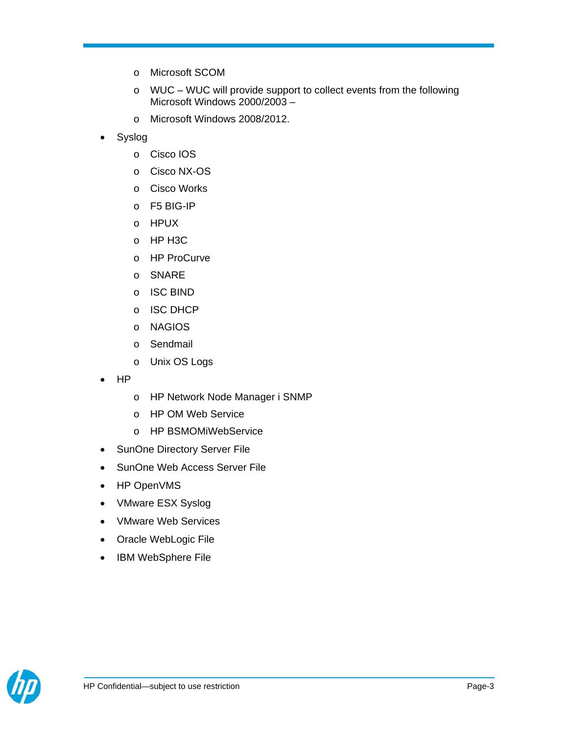- Microsoft SCOM
  - WUC – WUC will provide support to collect events from the following Microsoft Windows 2000/2003 –
  - Microsoft Windows 2008/2012.
- Syslog
  - Cisco IOS
  - Cisco NX-OS
  - Cisco Works
  - F5 BIG-IP
  - HPUX
  - HP H3C
  - HP ProCurve
  - SNARE
  - ISC BIND
  - ISC DHCP
  - NAGIOS
  - Sendmail
  - Unix OS Logs
- HP
  - HP Network Node Manager i SNMP
  - HP OM Web Service
  - HP BSMOMiWebService
- SunOne Directory Server File
- SunOne Web Access Server File
- HP OpenVMS
- VMware ESX Syslog
- VMware Web Services
- Oracle WebLogic File
- IBM WebSphere File